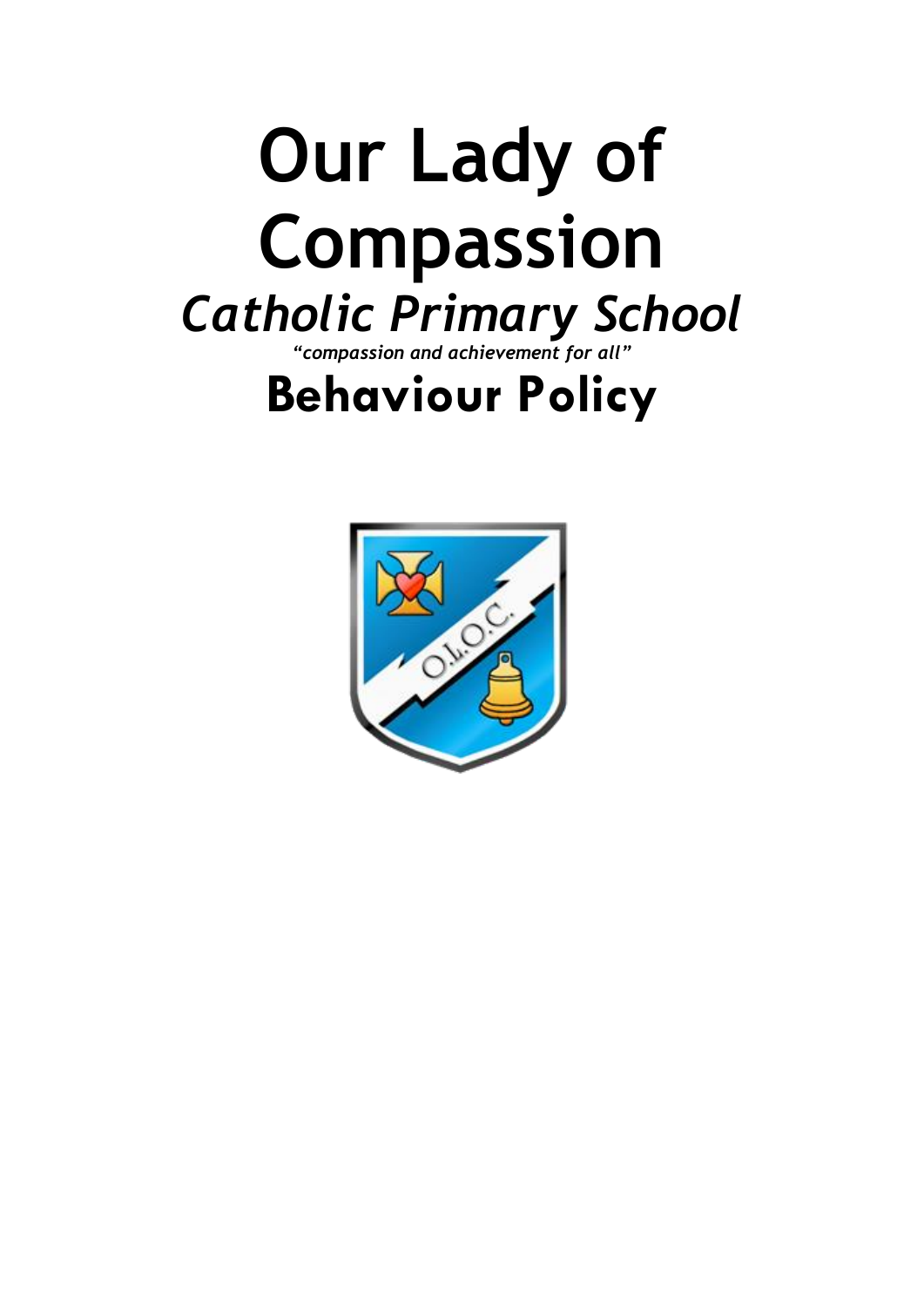# Our Lady of Compassion

## *Catholic Primary School*

***"compassion and achievement for all"***

# Behaviour Policy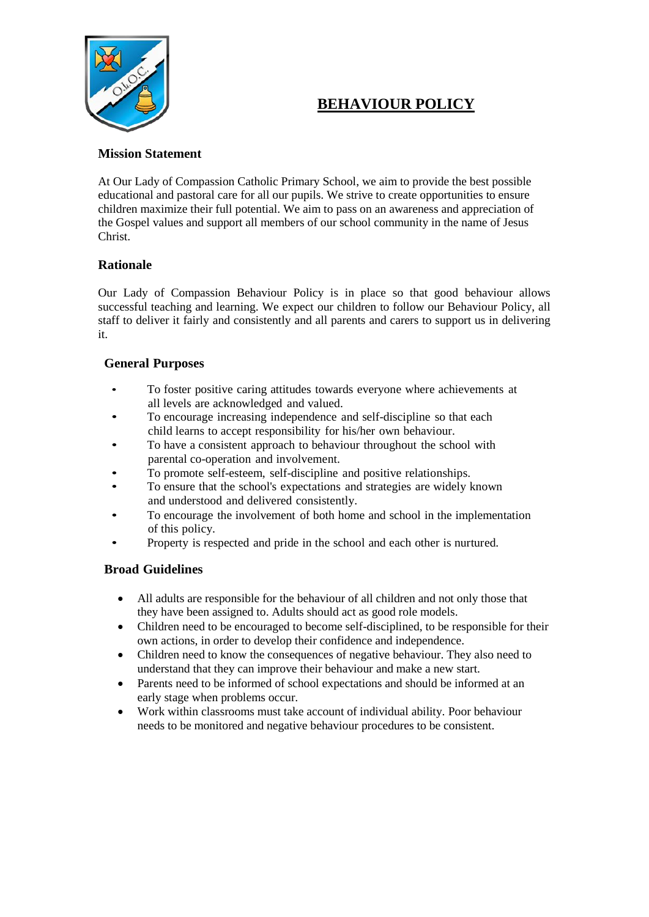# BEHAVIOUR POLICY

### Mission Statement

At Our Lady of Compassion Catholic Primary School, we aim to provide the best possible educational and pastoral care for all our pupils. We strive to create opportunities to ensure children maximize their full potential. We aim to pass on an awareness and appreciation of the Gospel values and support all members of our school community in the name of Jesus Christ.

### Rationale

Our Lady of Compassion Behaviour Policy is in place so that good behaviour allows successful teaching and learning. We expect our children to follow our Behaviour Policy, all staff to deliver it fairly and consistently and all parents and carers to support us in delivering it.

### General Purposes

- To foster positive caring attitudes towards everyone where achievements at all levels are acknowledged and valued.
- To encourage increasing independence and self-discipline so that each child learns to accept responsibility for his/her own behaviour.
- To have a consistent approach to behaviour throughout the school with parental co-operation and involvement.
- To promote self-esteem, self-discipline and positive relationships.
- To ensure that the school's expectations and strategies are widely known and understood and delivered consistently.
- To encourage the involvement of both home and school in the implementation of this policy.
- Property is respected and pride in the school and each other is nurtured.

### Broad Guidelines

- All adults are responsible for the behaviour of all children and not only those that they have been assigned to. Adults should act as good role models.
- Children need to be encouraged to become self-disciplined, to be responsible for their own actions, in order to develop their confidence and independence.
- Children need to know the consequences of negative behaviour. They also need to understand that they can improve their behaviour and make a new start.
- Parents need to be informed of school expectations and should be informed at an early stage when problems occur.
- Work within classrooms must take account of individual ability. Poor behaviour needs to be monitored and negative behaviour procedures to be consistent.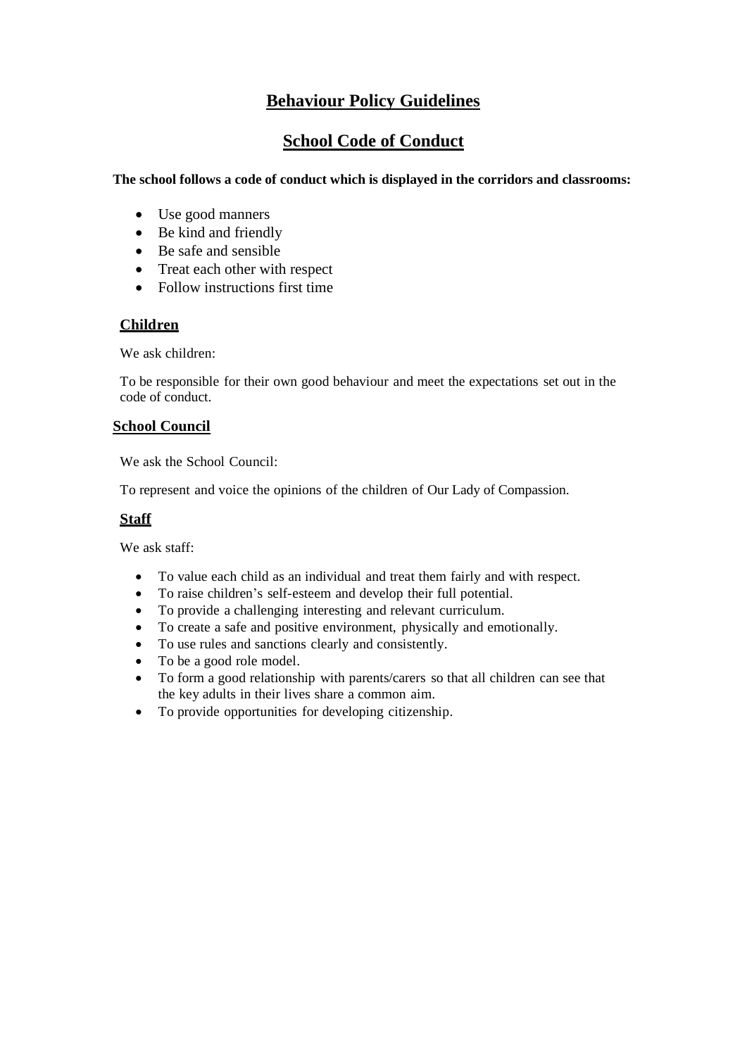# Behaviour Policy Guidelines

## School Code of Conduct

**The school follows a code of conduct which is displayed in the corridors and classrooms:**

- Use good manners
- Be kind and friendly
- Be safe and sensible
- Treat each other with respect
- Follow instructions first time

### Children

We ask children:

To be responsible for their own good behaviour and meet the expectations set out in the code of conduct.

### School Council

We ask the School Council:

To represent and voice the opinions of the children of Our Lady of Compassion.

### Staff

We ask staff:

- To value each child as an individual and treat them fairly and with respect.
- To raise children's self-esteem and develop their full potential.
- To provide a challenging interesting and relevant curriculum.
- To create a safe and positive environment, physically and emotionally.
- To use rules and sanctions clearly and consistently.
- To be a good role model.
- To form a good relationship with parents/carers so that all children can see that the key adults in their lives share a common aim.
- To provide opportunities for developing citizenship.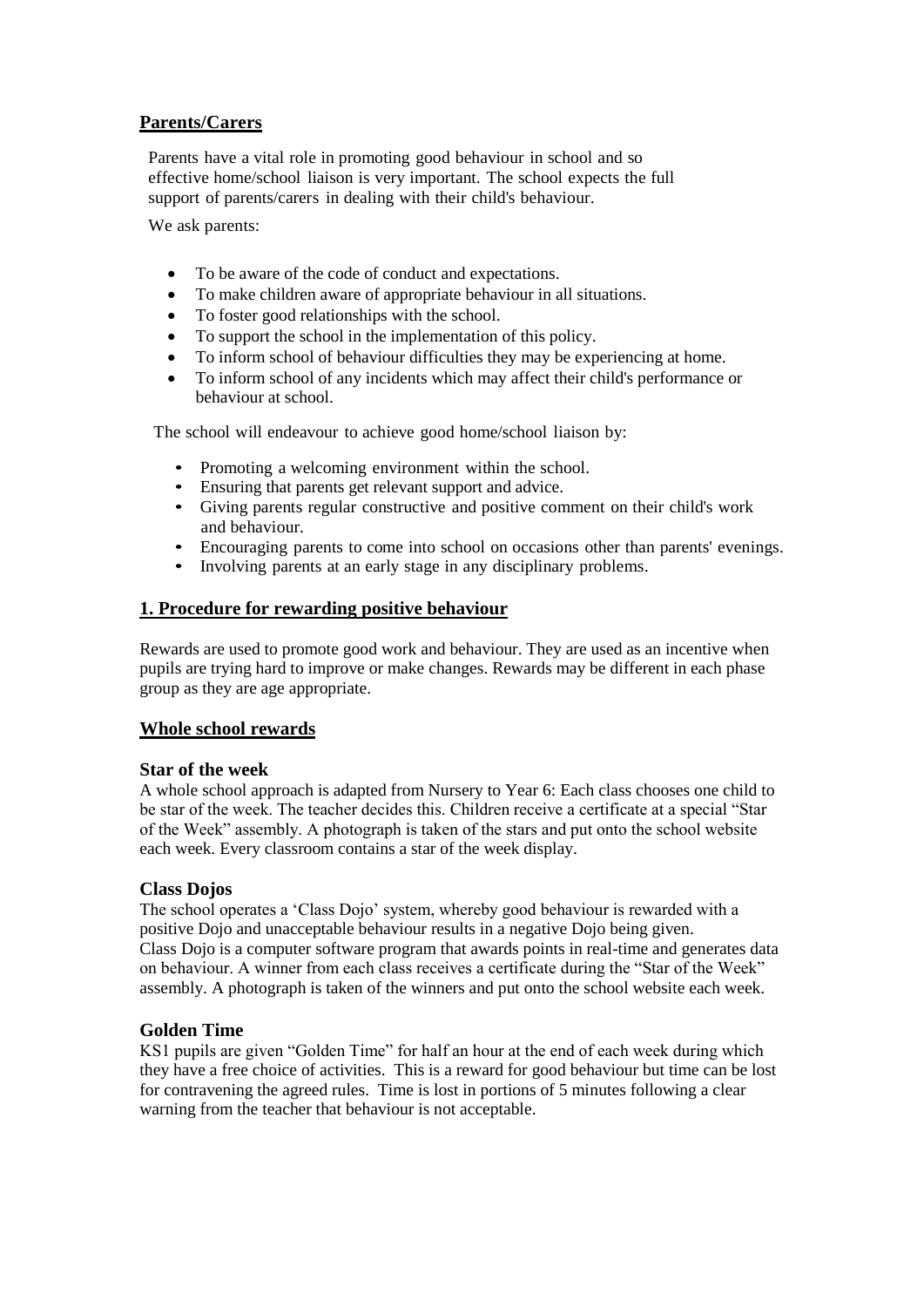## Parents/Carers

Parents have a vital role in promoting good behaviour in school and so effective home/school liaison is very important. The school expects the full support of parents/carers in dealing with their child's behaviour.

We ask parents:

- To be aware of the code of conduct and expectations.
- To make children aware of appropriate behaviour in all situations.
- To foster good relationships with the school.
- To support the school in the implementation of this policy.
- To inform school of behaviour difficulties they may be experiencing at home.
- To inform school of any incidents which may affect their child's performance or behaviour at school.

The school will endeavour to achieve good home/school liaison by:

- Promoting a welcoming environment within the school.
- Ensuring that parents get relevant support and advice.
- Giving parents regular constructive and positive comment on their child's work and behaviour.
- Encouraging parents to come into school on occasions other than parents' evenings.
- Involving parents at an early stage in any disciplinary problems.

## 1. Procedure for rewarding positive behaviour

Rewards are used to promote good work and behaviour. They are used as an incentive when pupils are trying hard to improve or make changes. Rewards may be different in each phase group as they are age appropriate.

## Whole school rewards

### Star of the week

A whole school approach is adapted from Nursery to Year 6: Each class chooses one child to be star of the week. The teacher decides this. Children receive a certificate at a special "Star of the Week" assembly. A photograph is taken of the stars and put onto the school website each week. Every classroom contains a star of the week display.

### Class Dojos

The school operates a 'Class Dojo' system, whereby good behaviour is rewarded with a positive Dojo and unacceptable behaviour results in a negative Dojo being given.
Class Dojo is a computer software program that awards points in real-time and generates data on behaviour. A winner from each class receives a certificate during the "Star of the Week" assembly. A photograph is taken of the winners and put onto the school website each week.

### Golden Time

KS1 pupils are given "Golden Time" for half an hour at the end of each week during which they have a free choice of activities. This is a reward for good behaviour but time can be lost for contravening the agreed rules. Time is lost in portions of 5 minutes following a clear warning from the teacher that behaviour is not acceptable.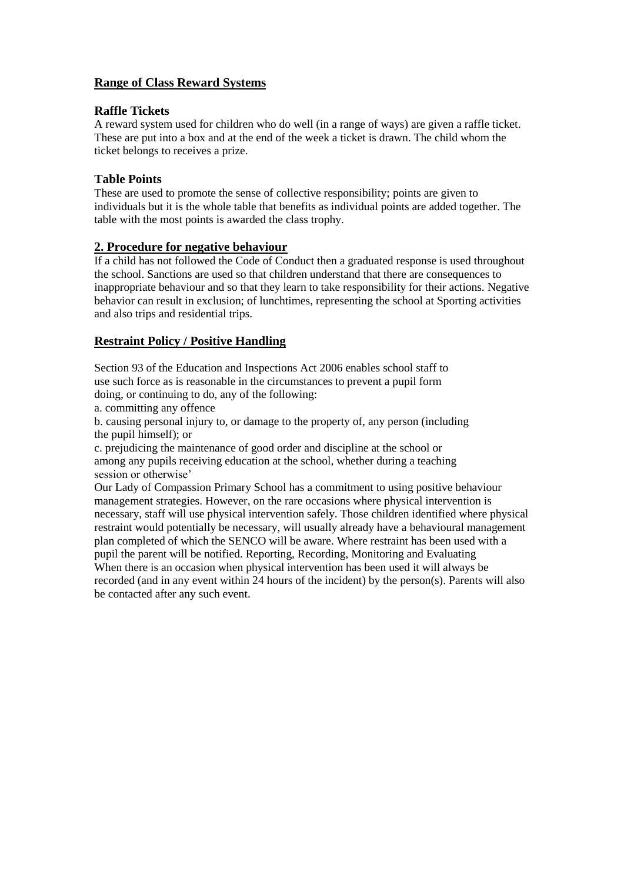## Range of Class Reward Systems

### Raffle Tickets

A reward system used for children who do well (in a range of ways) are given a raffle ticket. These are put into a box and at the end of the week a ticket is drawn. The child whom the ticket belongs to receives a prize.

### Table Points

These are used to promote the sense of collective responsibility; points are given to individuals but it is the whole table that benefits as individual points are added together. The table with the most points is awarded the class trophy.

## 2. Procedure for negative behaviour

If a child has not followed the Code of Conduct then a graduated response is used throughout the school. Sanctions are used so that children understand that there are consequences to inappropriate behaviour and so that they learn to take responsibility for their actions. Negative behavior can result in exclusion; of lunchtimes, representing the school at Sporting activities and also trips and residential trips.

## Restraint Policy / Positive Handling

Section 93 of the Education and Inspections Act 2006 enables school staff to use such force as is reasonable in the circumstances to prevent a pupil form doing, or continuing to do, any of the following:

a. committing any offence

b. causing personal injury to, or damage to the property of, any person (including the pupil himself); or

c. prejudicing the maintenance of good order and discipline at the school or among any pupils receiving education at the school, whether during a teaching session or otherwise'

Our Lady of Compassion Primary School has a commitment to using positive behaviour management strategies. However, on the rare occasions where physical intervention is necessary, staff will use physical intervention safely. Those children identified where physical restraint would potentially be necessary, will usually already have a behavioural management plan completed of which the SENCO will be aware. Where restraint has been used with a pupil the parent will be notified. Reporting, Recording, Monitoring and Evaluating When there is an occasion when physical intervention has been used it will always be recorded (and in any event within 24 hours of the incident) by the person(s). Parents will also be contacted after any such event.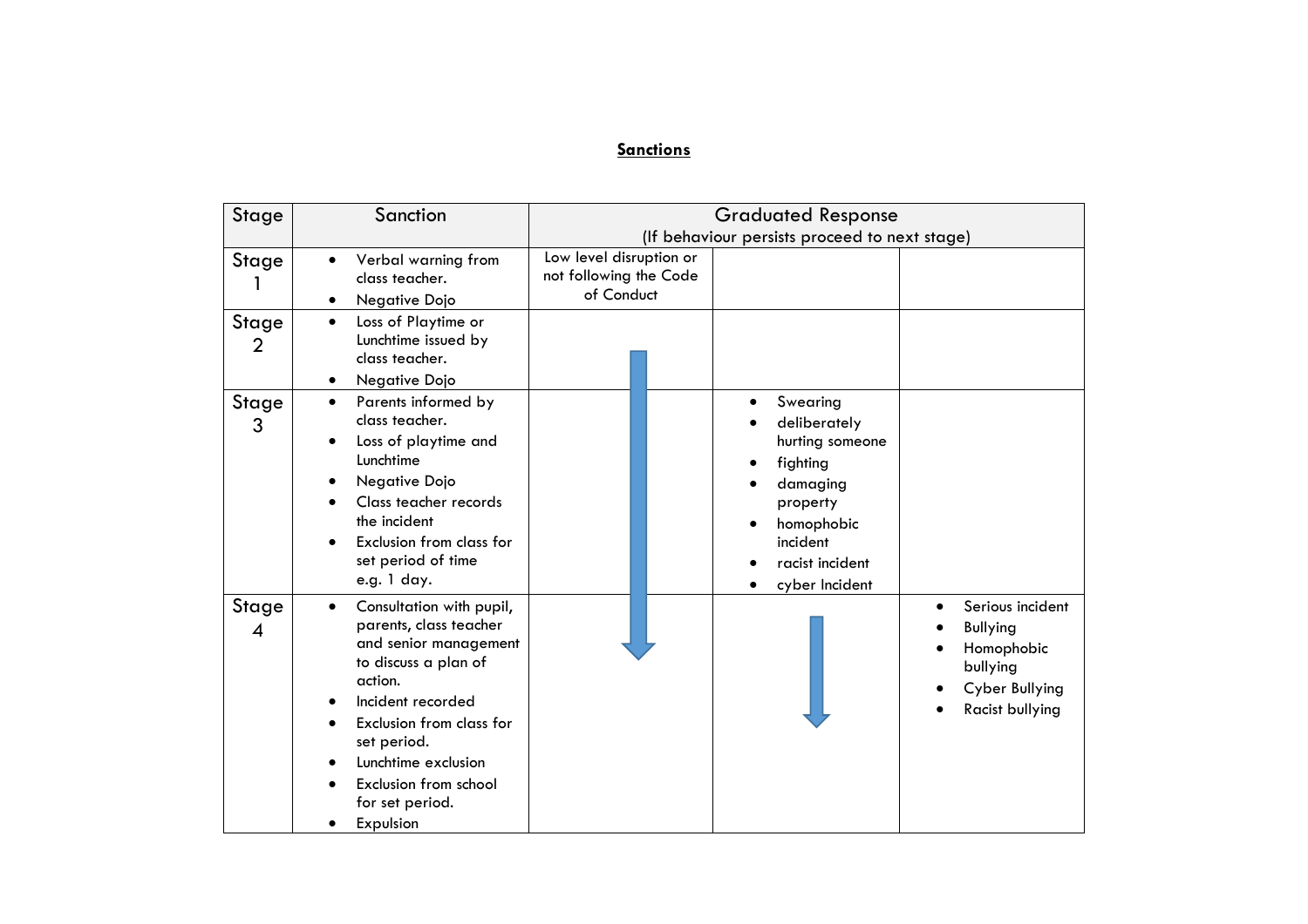**Sanctions**

| Stage | Sanction | Graduated Response (If behaviour persists proceed to next stage) | | |
|---|---|---|---|---|
| Stage 1 | • Verbal warning from class teacher.<br>• Negative Dojo | Low level disruption or not following the Code of Conduct | | |
| Stage 2 | • Loss of Playtime or Lunchtime issued by class teacher.<br>• Negative Dojo | | | |
| Stage 3 | • Parents informed by class teacher.<br>• Loss of playtime and Lunchtime<br>• Negative Dojo<br>• Class teacher records the incident<br>• Exclusion from class for set period of time e.g. 1 day. | | • Swearing<br>• deliberately hurting someone<br>• fighting<br>• damaging property<br>• homophobic incident<br>• racist incident<br>• cyber Incident | |
| Stage 4 | • Consultation with pupil, parents, class teacher and senior management to discuss a plan of action.<br>• Incident recorded<br>• Exclusion from class for set period.<br>• Lunchtime exclusion<br>• Exclusion from school for set period.<br>• Expulsion | | | • Serious incident<br>• Bullying<br>• Homophobic bullying<br>• Cyber Bullying<br>• Racist bullying |